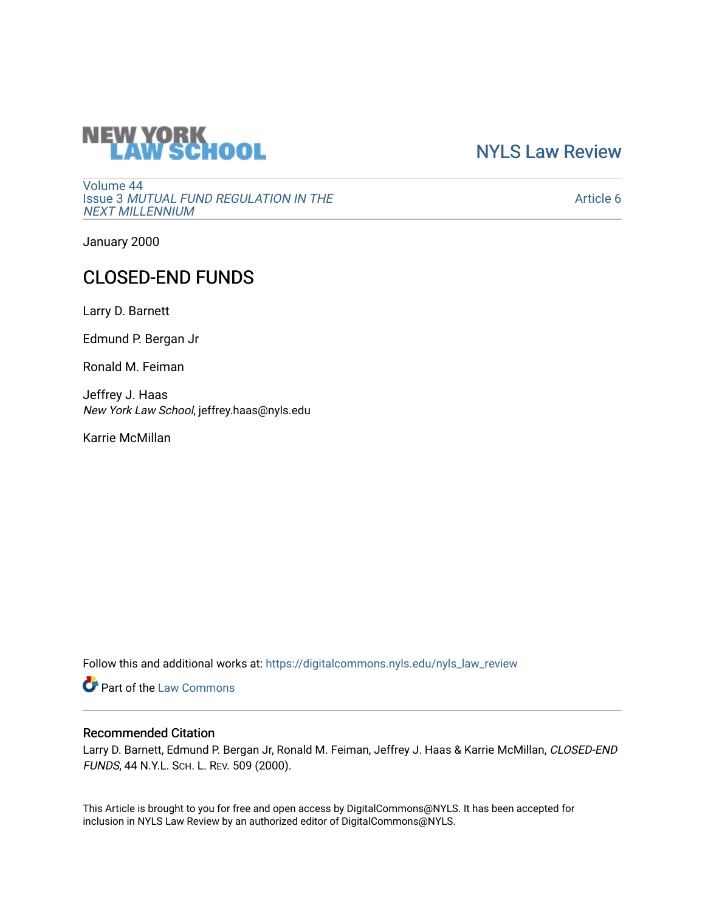NEW YORK LAW SCHOOL

NYLS Law Review

Volume 44
Issue 3 *MUTUAL FUND REGULATION IN THE NEXT MILLENNIUM*

Article 6

January 2000

# CLOSED-END FUNDS

Larry D. Barnett

Edmund P. Bergan Jr

Ronald M. Feiman

Jeffrey J. Haas
*New York Law School*, jeffrey.haas@nyls.edu

Karrie McMillan

Follow this and additional works at: https://digitalcommons.nyls.edu/nyls_law_review

Part of the Law Commons

## Recommended Citation

Larry D. Barnett, Edmund P. Bergan Jr, Ronald M. Feiman, Jeffrey J. Haas & Karrie McMillan, *CLOSED-END FUNDS*, 44 N.Y.L. Sch. L. Rev. 509 (2000).

This Article is brought to you for free and open access by DigitalCommons@NYLS. It has been accepted for inclusion in NYLS Law Review by an authorized editor of DigitalCommons@NYLS.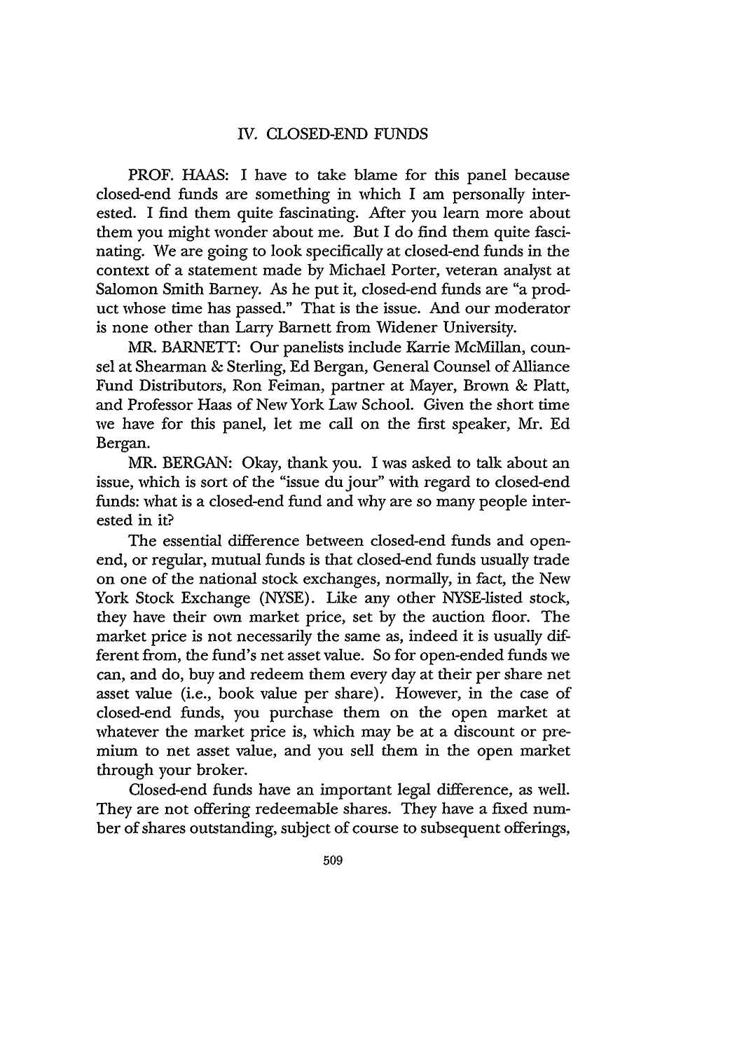## IV. CLOSED-END FUNDS

PROF. HAAS: I have to take blame for this panel because closed-end funds are something in which I am personally interested. I find them quite fascinating. After you learn more about them you might wonder about me. But I do find them quite fascinating. We are going to look specifically at closed-end funds in the context of a statement made by Michael Porter, veteran analyst at Salomon Smith Barney. As he put it, closed-end funds are "a product whose time has passed." That is the issue. And our moderator is none other than Larry Barnett from Widener University.

MR. BARNETT: Our panelists include Karrie McMillan, counsel at Shearman & Sterling, Ed Bergan, General Counsel of Alliance Fund Distributors, Ron Feiman, partner at Mayer, Brown & Platt, and Professor Haas of New York Law School. Given the short time we have for this panel, let me call on the first speaker, Mr. Ed Bergan.

MR. BERGAN: Okay, thank you. I was asked to talk about an issue, which is sort of the "issue du jour" with regard to closed-end funds: what is a closed-end fund and why are so many people interested in it?

The essential difference between closed-end funds and open-end, or regular, mutual funds is that closed-end funds usually trade on one of the national stock exchanges, normally, in fact, the New York Stock Exchange (NYSE). Like any other NYSE-listed stock, they have their own market price, set by the auction floor. The market price is not necessarily the same as, indeed it is usually different from, the fund's net asset value. So for open-ended funds we can, and do, buy and redeem them every day at their per share net asset value (i.e., book value per share). However, in the case of closed-end funds, you purchase them on the open market at whatever the market price is, which may be at a discount or premium to net asset value, and you sell them in the open market through your broker.

Closed-end funds have an important legal difference, as well. They are not offering redeemable shares. They have a fixed number of shares outstanding, subject of course to subsequent offerings,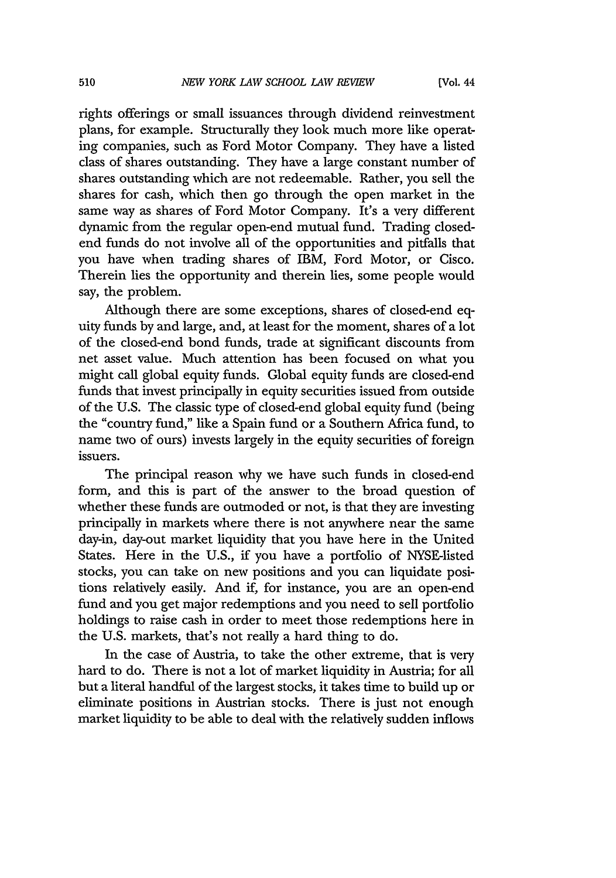rights offerings or small issuances through dividend reinvestment plans, for example. Structurally they look much more like operating companies, such as Ford Motor Company. They have a listed class of shares outstanding. They have a large constant number of shares outstanding which are not redeemable. Rather, you sell the shares for cash, which then go through the open market in the same way as shares of Ford Motor Company. It's a very different dynamic from the regular open-end mutual fund. Trading closed-end funds do not involve all of the opportunities and pitfalls that you have when trading shares of IBM, Ford Motor, or Cisco. Therein lies the opportunity and therein lies, some people would say, the problem.

Although there are some exceptions, shares of closed-end equity funds by and large, and, at least for the moment, shares of a lot of the closed-end bond funds, trade at significant discounts from net asset value. Much attention has been focused on what you might call global equity funds. Global equity funds are closed-end funds that invest principally in equity securities issued from outside of the U.S. The classic type of closed-end global equity fund (being the "country fund," like a Spain fund or a Southern Africa fund, to name two of ours) invests largely in the equity securities of foreign issuers.

The principal reason why we have such funds in closed-end form, and this is part of the answer to the broad question of whether these funds are outmoded or not, is that they are investing principally in markets where there is not anywhere near the same day-in, day-out market liquidity that you have here in the United States. Here in the U.S., if you have a portfolio of NYSE-listed stocks, you can take on new positions and you can liquidate positions relatively easily. And if, for instance, you are an open-end fund and you get major redemptions and you need to sell portfolio holdings to raise cash in order to meet those redemptions here in the U.S. markets, that's not really a hard thing to do.

In the case of Austria, to take the other extreme, that is very hard to do. There is not a lot of market liquidity in Austria; for all but a literal handful of the largest stocks, it takes time to build up or eliminate positions in Austrian stocks. There is just not enough market liquidity to be able to deal with the relatively sudden inflows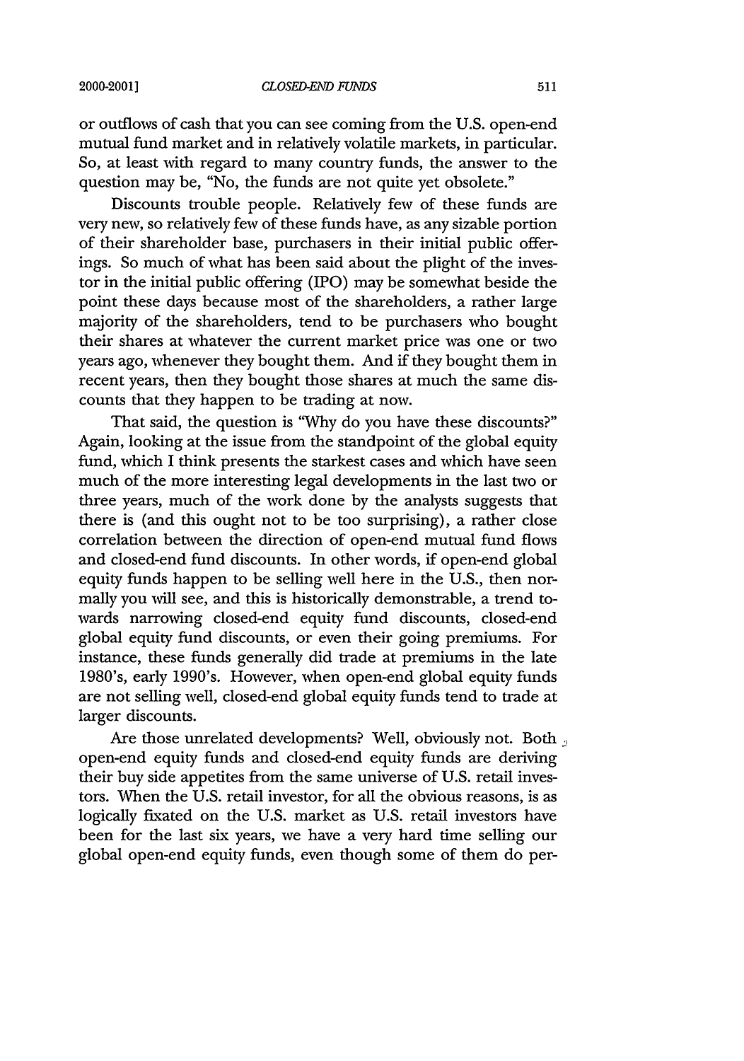or outflows of cash that you can see coming from the U.S. open-end mutual fund market and in relatively volatile markets, in particular. So, at least with regard to many country funds, the answer to the question may be, "No, the funds are not quite yet obsolete."

Discounts trouble people. Relatively few of these funds are very new, so relatively few of these funds have, as any sizable portion of their shareholder base, purchasers in their initial public offerings. So much of what has been said about the plight of the investor in the initial public offering (IPO) may be somewhat beside the point these days because most of the shareholders, a rather large majority of the shareholders, tend to be purchasers who bought their shares at whatever the current market price was one or two years ago, whenever they bought them. And if they bought them in recent years, then they bought those shares at much the same discounts that they happen to be trading at now.

That said, the question is "Why do you have these discounts?" Again, looking at the issue from the standpoint of the global equity fund, which I think presents the starkest cases and which have seen much of the more interesting legal developments in the last two or three years, much of the work done by the analysts suggests that there is (and this ought not to be too surprising), a rather close correlation between the direction of open-end mutual fund flows and closed-end fund discounts. In other words, if open-end global equity funds happen to be selling well here in the U.S., then normally you will see, and this is historically demonstrable, a trend towards narrowing closed-end equity fund discounts, closed-end global equity fund discounts, or even their going premiums. For instance, these funds generally did trade at premiums in the late 1980's, early 1990's. However, when open-end global equity funds are not selling well, closed-end global equity funds tend to trade at larger discounts.

Are those unrelated developments? Well, obviously not. Both open-end equity funds and closed-end equity funds are deriving their buy side appetites from the same universe of U.S. retail investors. When the U.S. retail investor, for all the obvious reasons, is as logically fixated on the U.S. market as U.S. retail investors have been for the last six years, we have a very hard time selling our global open-end equity funds, even though some of them do per-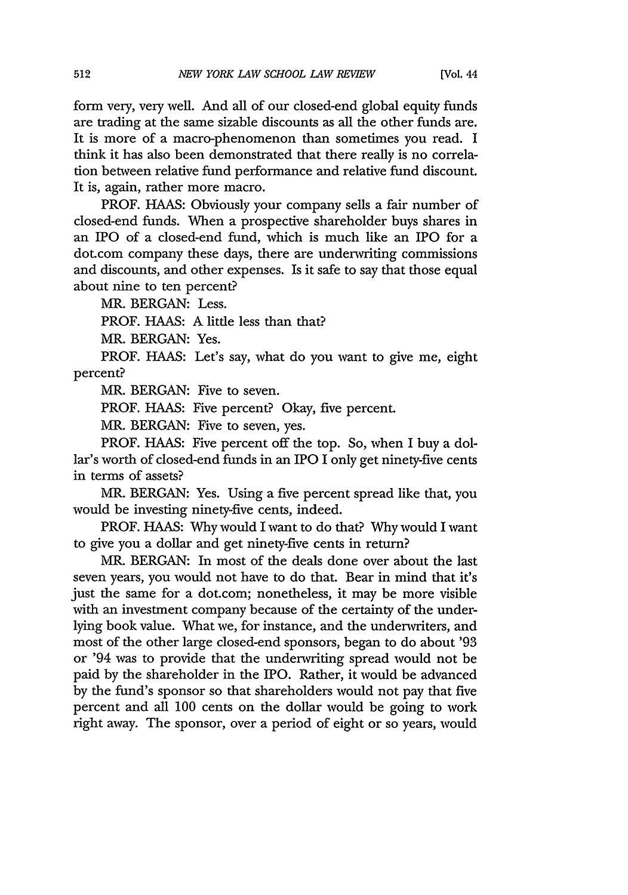form very, very well. And all of our closed-end global equity funds are trading at the same sizable discounts as all the other funds are. It is more of a macro-phenomenon than sometimes you read. I think it has also been demonstrated that there really is no correlation between relative fund performance and relative fund discount. It is, again, rather more macro.

PROF. HAAS: Obviously your company sells a fair number of closed-end funds. When a prospective shareholder buys shares in an IPO of a closed-end fund, which is much like an IPO for a dot.com company these days, there are underwriting commissions and discounts, and other expenses. Is it safe to say that those equal about nine to ten percent?

MR. BERGAN: Less.

PROF. HAAS: A little less than that?

MR. BERGAN: Yes.

PROF. HAAS: Let's say, what do you want to give me, eight percent?

MR. BERGAN: Five to seven.

PROF. HAAS: Five percent? Okay, five percent.

MR. BERGAN: Five to seven, yes.

PROF. HAAS: Five percent off the top. So, when I buy a dollar's worth of closed-end funds in an IPO I only get ninety-five cents in terms of assets?

MR. BERGAN: Yes. Using a five percent spread like that, you would be investing ninety-five cents, indeed.

PROF. HAAS: Why would I want to do that? Why would I want to give you a dollar and get ninety-five cents in return?

MR. BERGAN: In most of the deals done over about the last seven years, you would not have to do that. Bear in mind that it's just the same for a dot.com; nonetheless, it may be more visible with an investment company because of the certainty of the underlying book value. What we, for instance, and the underwriters, and most of the other large closed-end sponsors, began to do about '93 or '94 was to provide that the underwriting spread would not be paid by the shareholder in the IPO. Rather, it would be advanced by the fund's sponsor so that shareholders would not pay that five percent and all 100 cents on the dollar would be going to work right away. The sponsor, over a period of eight or so years, would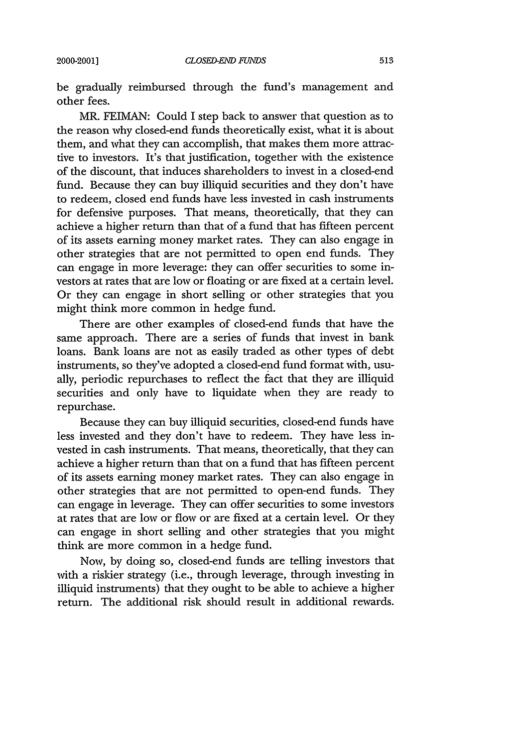be gradually reimbursed through the fund's management and other fees.

MR. FEIMAN: Could I step back to answer that question as to the reason why closed-end funds theoretically exist, what it is about them, and what they can accomplish, that makes them more attractive to investors. It's that justification, together with the existence of the discount, that induces shareholders to invest in a closed-end fund. Because they can buy illiquid securities and they don't have to redeem, closed end funds have less invested in cash instruments for defensive purposes. That means, theoretically, that they can achieve a higher return than that of a fund that has fifteen percent of its assets earning money market rates. They can also engage in other strategies that are not permitted to open end funds. They can engage in more leverage: they can offer securities to some investors at rates that are low or floating or are fixed at a certain level. Or they can engage in short selling or other strategies that you might think more common in hedge fund.

There are other examples of closed-end funds that have the same approach. There are a series of funds that invest in bank loans. Bank loans are not as easily traded as other types of debt instruments, so they've adopted a closed-end fund format with, usually, periodic repurchases to reflect the fact that they are illiquid securities and only have to liquidate when they are ready to repurchase.

Because they can buy illiquid securities, closed-end funds have less invested and they don't have to redeem. They have less invested in cash instruments. That means, theoretically, that they can achieve a higher return than that on a fund that has fifteen percent of its assets earning money market rates. They can also engage in other strategies that are not permitted to open-end funds. They can engage in leverage. They can offer securities to some investors at rates that are low or flow or are fixed at a certain level. Or they can engage in short selling and other strategies that you might think are more common in a hedge fund.

Now, by doing so, closed-end funds are telling investors that with a riskier strategy (i.e., through leverage, through investing in illiquid instruments) that they ought to be able to achieve a higher return. The additional risk should result in additional rewards.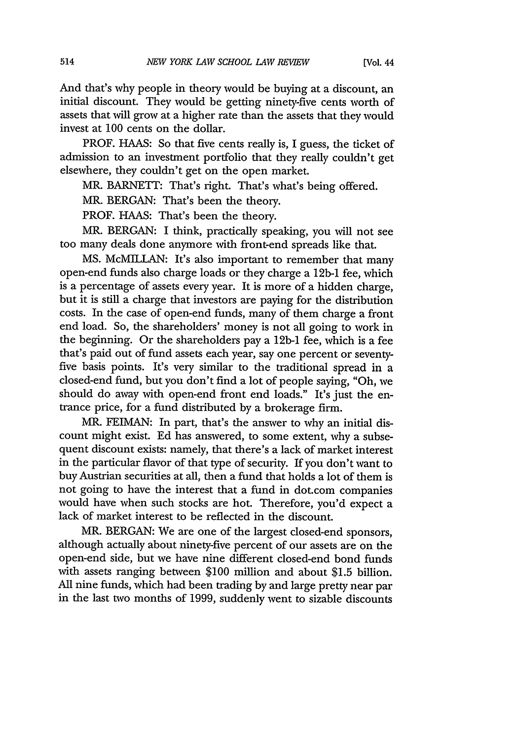And that's why people in theory would be buying at a discount, an initial discount. They would be getting ninety-five cents worth of assets that will grow at a higher rate than the assets that they would invest at 100 cents on the dollar.

PROF. HAAS: So that five cents really is, I guess, the ticket of admission to an investment portfolio that they really couldn't get elsewhere, they couldn't get on the open market.

MR. BARNETT: That's right. That's what's being offered.

MR. BERGAN: That's been the theory.

PROF. HAAS: That's been the theory.

MR. BERGAN: I think, practically speaking, you will not see too many deals done anymore with front-end spreads like that.

MS. McMILLAN: It's also important to remember that many open-end funds also charge loads or they charge a 12b-1 fee, which is a percentage of assets every year. It is more of a hidden charge, but it is still a charge that investors are paying for the distribution costs. In the case of open-end funds, many of them charge a front end load. So, the shareholders' money is not all going to work in the beginning. Or the shareholders pay a 12b-1 fee, which is a fee that's paid out of fund assets each year, say one percent or seventy-five basis points. It's very similar to the traditional spread in a closed-end fund, but you don't find a lot of people saying, "Oh, we should do away with open-end front end loads." It's just the entrance price, for a fund distributed by a brokerage firm.

MR. FEIMAN: In part, that's the answer to why an initial discount might exist. Ed has answered, to some extent, why a subsequent discount exists: namely, that there's a lack of market interest in the particular flavor of that type of security. If you don't want to buy Austrian securities at all, then a fund that holds a lot of them is not going to have the interest that a fund in dot.com companies would have when such stocks are hot. Therefore, you'd expect a lack of market interest to be reflected in the discount.

MR. BERGAN: We are one of the largest closed-end sponsors, although actually about ninety-five percent of our assets are on the open-end side, but we have nine different closed-end bond funds with assets ranging between $100 million and about $1.5 billion. All nine funds, which had been trading by and large pretty near par in the last two months of 1999, suddenly went to sizable discounts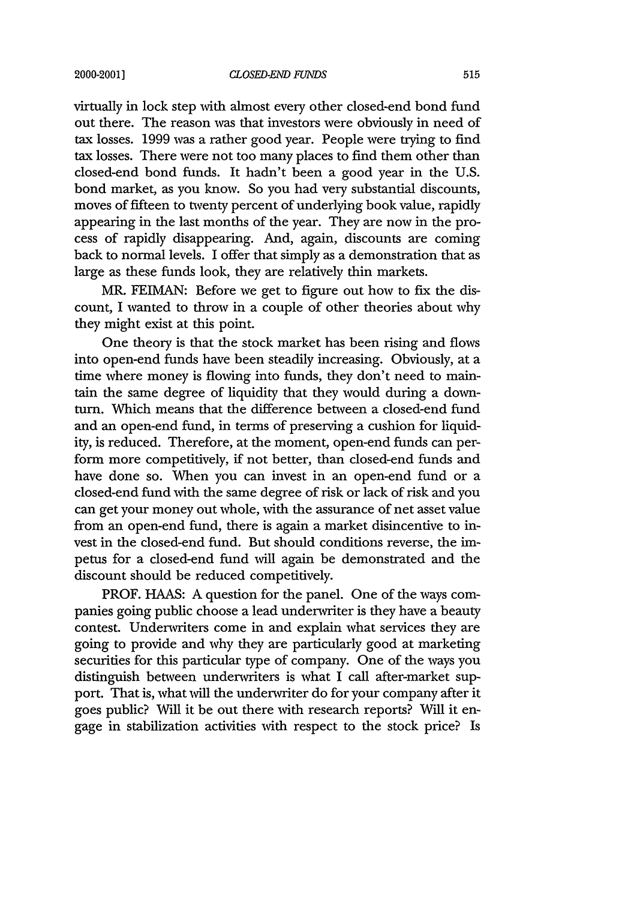virtually in lock step with almost every other closed-end bond fund out there. The reason was that investors were obviously in need of tax losses. 1999 was a rather good year. People were trying to find tax losses. There were not too many places to find them other than closed-end bond funds. It hadn't been a good year in the U.S. bond market, as you know. So you had very substantial discounts, moves of fifteen to twenty percent of underlying book value, rapidly appearing in the last months of the year. They are now in the process of rapidly disappearing. And, again, discounts are coming back to normal levels. I offer that simply as a demonstration that as large as these funds look, they are relatively thin markets.

MR. FEIMAN: Before we get to figure out how to fix the discount, I wanted to throw in a couple of other theories about why they might exist at this point.

One theory is that the stock market has been rising and flows into open-end funds have been steadily increasing. Obviously, at a time where money is flowing into funds, they don't need to maintain the same degree of liquidity that they would during a downturn. Which means that the difference between a closed-end fund and an open-end fund, in terms of preserving a cushion for liquidity, is reduced. Therefore, at the moment, open-end funds can perform more competitively, if not better, than closed-end funds and have done so. When you can invest in an open-end fund or a closed-end fund with the same degree of risk or lack of risk and you can get your money out whole, with the assurance of net asset value from an open-end fund, there is again a market disincentive to invest in the closed-end fund. But should conditions reverse, the impetus for a closed-end fund will again be demonstrated and the discount should be reduced competitively.

PROF. HAAS: A question for the panel. One of the ways companies going public choose a lead underwriter is they have a beauty contest. Underwriters come in and explain what services they are going to provide and why they are particularly good at marketing securities for this particular type of company. One of the ways you distinguish between underwriters is what I call after-market support. That is, what will the underwriter do for your company after it goes public? Will it be out there with research reports? Will it engage in stabilization activities with respect to the stock price? Is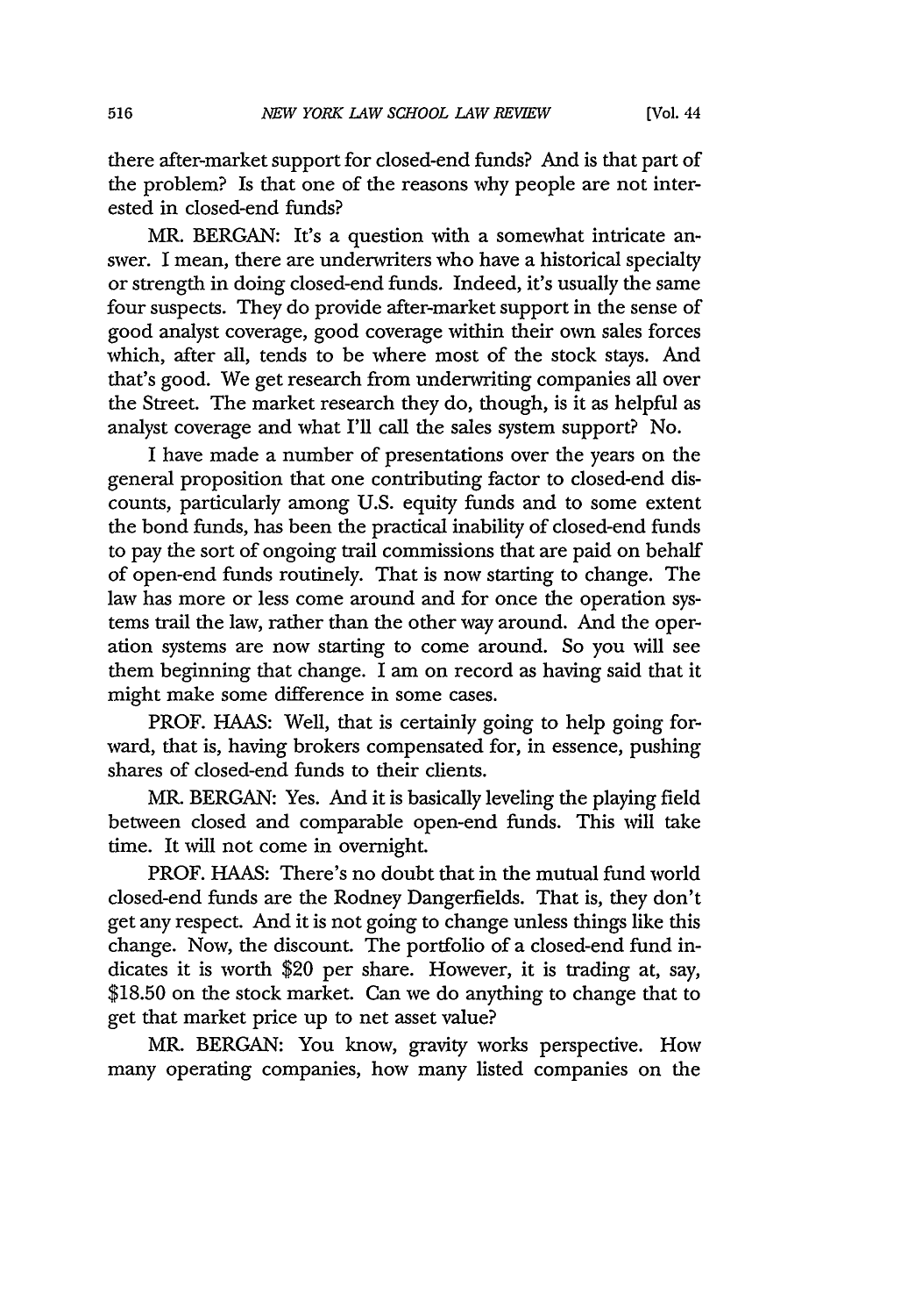there after-market support for closed-end funds? And is that part of the problem? Is that one of the reasons why people are not interested in closed-end funds?

MR. BERGAN: It's a question with a somewhat intricate answer. I mean, there are underwriters who have a historical specialty or strength in doing closed-end funds. Indeed, it's usually the same four suspects. They do provide after-market support in the sense of good analyst coverage, good coverage within their own sales forces which, after all, tends to be where most of the stock stays. And that's good. We get research from underwriting companies all over the Street. The market research they do, though, is it as helpful as analyst coverage and what I'll call the sales system support? No.

I have made a number of presentations over the years on the general proposition that one contributing factor to closed-end discounts, particularly among U.S. equity funds and to some extent the bond funds, has been the practical inability of closed-end funds to pay the sort of ongoing trail commissions that are paid on behalf of open-end funds routinely. That is now starting to change. The law has more or less come around and for once the operation systems trail the law, rather than the other way around. And the operation systems are now starting to come around. So you will see them beginning that change. I am on record as having said that it might make some difference in some cases.

PROF. HAAS: Well, that is certainly going to help going forward, that is, having brokers compensated for, in essence, pushing shares of closed-end funds to their clients.

MR. BERGAN: Yes. And it is basically leveling the playing field between closed and comparable open-end funds. This will take time. It will not come in overnight.

PROF. HAAS: There's no doubt that in the mutual fund world closed-end funds are the Rodney Dangerfields. That is, they don't get any respect. And it is not going to change unless things like this change. Now, the discount. The portfolio of a closed-end fund indicates it is worth $20 per share. However, it is trading at, say, $18.50 on the stock market. Can we do anything to change that to get that market price up to net asset value?

MR. BERGAN: You know, gravity works perspective. How many operating companies, how many listed companies on the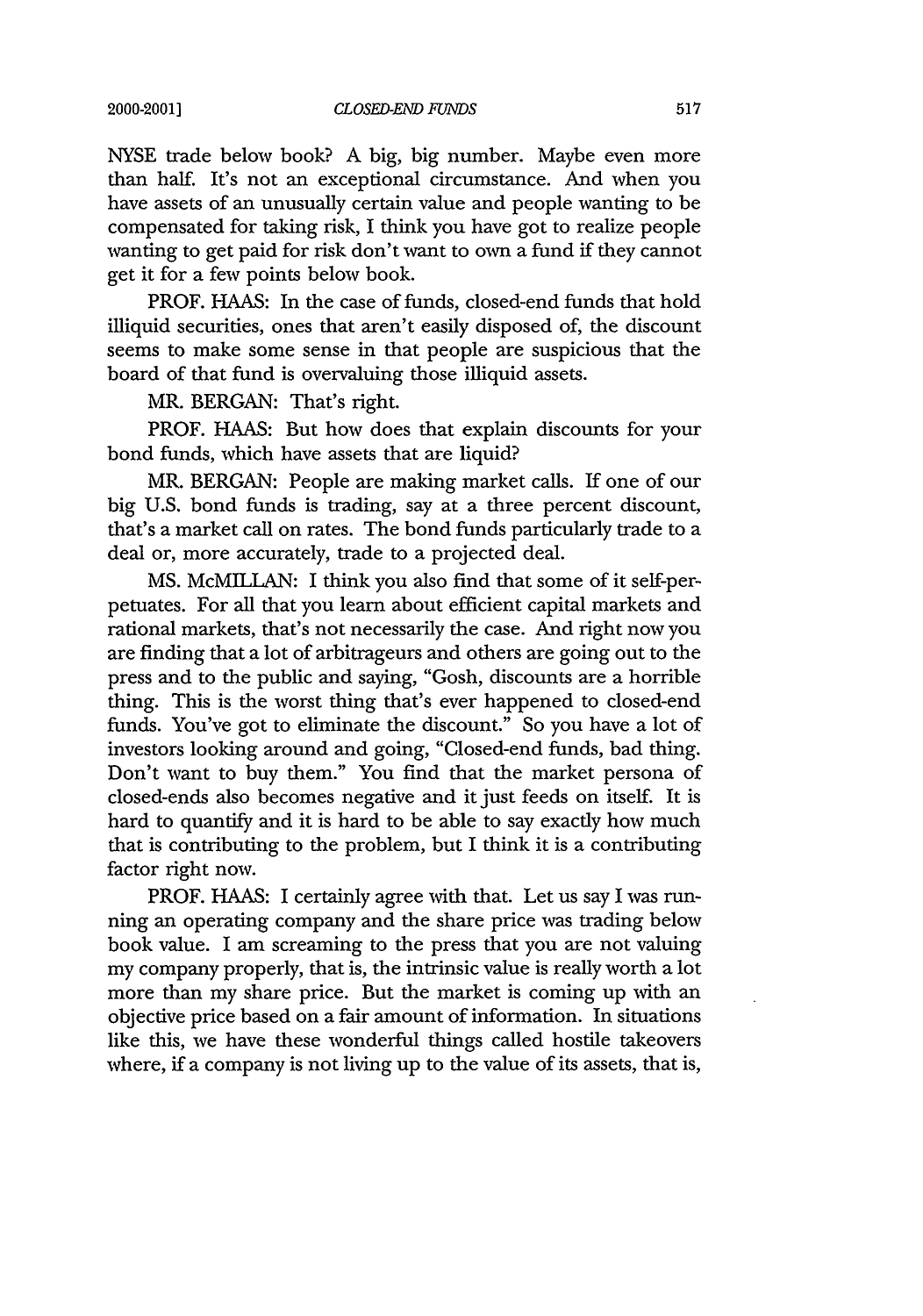NYSE trade below book? A big, big number. Maybe even more than half. It's not an exceptional circumstance. And when you have assets of an unusually certain value and people wanting to be compensated for taking risk, I think you have got to realize people wanting to get paid for risk don't want to own a fund if they cannot get it for a few points below book.

PROF. HAAS: In the case of funds, closed-end funds that hold illiquid securities, ones that aren't easily disposed of, the discount seems to make some sense in that people are suspicious that the board of that fund is overvaluing those illiquid assets.

MR. BERGAN: That's right.

PROF. HAAS: But how does that explain discounts for your bond funds, which have assets that are liquid?

MR. BERGAN: People are making market calls. If one of our big U.S. bond funds is trading, say at a three percent discount, that's a market call on rates. The bond funds particularly trade to a deal or, more accurately, trade to a projected deal.

MS. McMILLAN: I think you also find that some of it self-perpetuates. For all that you learn about efficient capital markets and rational markets, that's not necessarily the case. And right now you are finding that a lot of arbitrageurs and others are going out to the press and to the public and saying, "Gosh, discounts are a horrible thing. This is the worst thing that's ever happened to closed-end funds. You've got to eliminate the discount." So you have a lot of investors looking around and going, "Closed-end funds, bad thing. Don't want to buy them." You find that the market persona of closed-ends also becomes negative and it just feeds on itself. It is hard to quantify and it is hard to be able to say exactly how much that is contributing to the problem, but I think it is a contributing factor right now.

PROF. HAAS: I certainly agree with that. Let us say I was running an operating company and the share price was trading below book value. I am screaming to the press that you are not valuing my company properly, that is, the intrinsic value is really worth a lot more than my share price. But the market is coming up with an objective price based on a fair amount of information. In situations like this, we have these wonderful things called hostile takeovers where, if a company is not living up to the value of its assets, that is,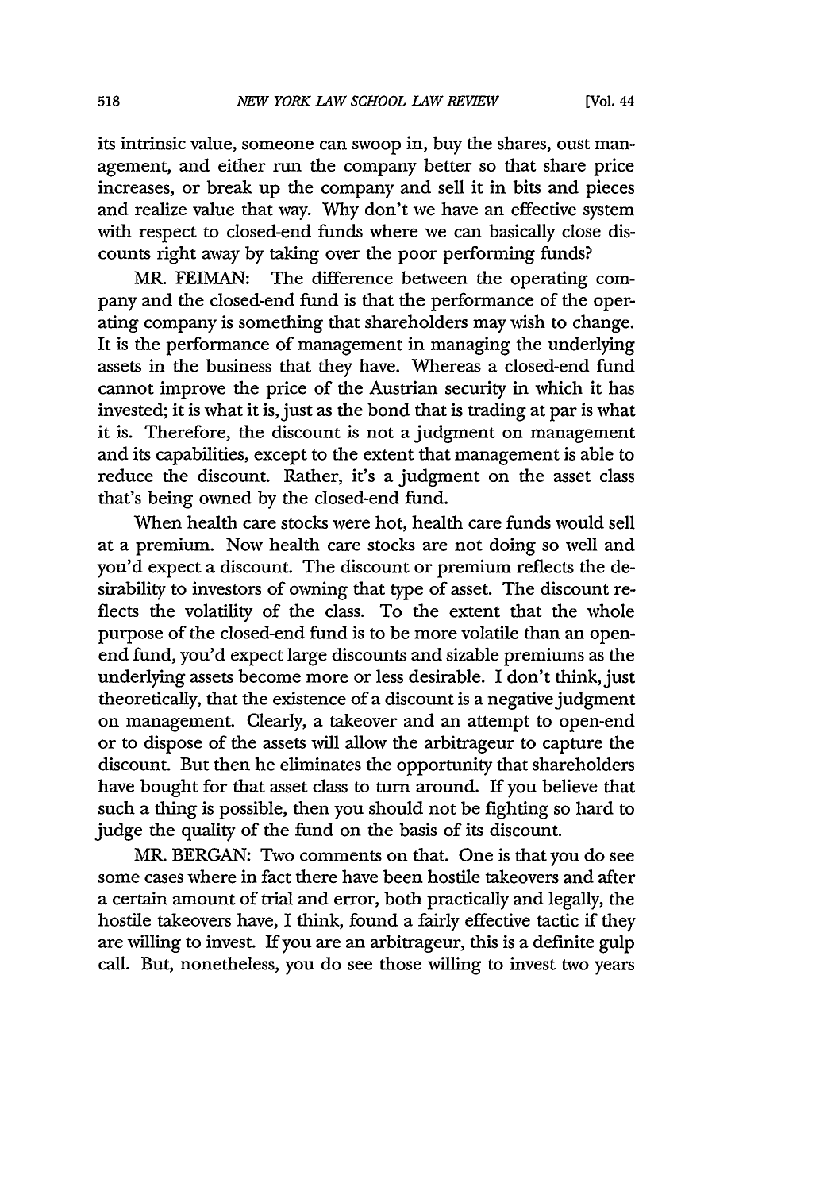its intrinsic value, someone can swoop in, buy the shares, oust management, and either run the company better so that share price increases, or break up the company and sell it in bits and pieces and realize value that way. Why don't we have an effective system with respect to closed-end funds where we can basically close discounts right away by taking over the poor performing funds?

MR. FEIMAN: The difference between the operating company and the closed-end fund is that the performance of the operating company is something that shareholders may wish to change. It is the performance of management in managing the underlying assets in the business that they have. Whereas a closed-end fund cannot improve the price of the Austrian security in which it has invested; it is what it is, just as the bond that is trading at par is what it is. Therefore, the discount is not a judgment on management and its capabilities, except to the extent that management is able to reduce the discount. Rather, it's a judgment on the asset class that's being owned by the closed-end fund.

When health care stocks were hot, health care funds would sell at a premium. Now health care stocks are not doing so well and you'd expect a discount. The discount or premium reflects the desirability to investors of owning that type of asset. The discount reflects the volatility of the class. To the extent that the whole purpose of the closed-end fund is to be more volatile than an open-end fund, you'd expect large discounts and sizable premiums as the underlying assets become more or less desirable. I don't think, just theoretically, that the existence of a discount is a negative judgment on management. Clearly, a takeover and an attempt to open-end or to dispose of the assets will allow the arbitrageur to capture the discount. But then he eliminates the opportunity that shareholders have bought for that asset class to turn around. If you believe that such a thing is possible, then you should not be fighting so hard to judge the quality of the fund on the basis of its discount.

MR. BERGAN: Two comments on that. One is that you do see some cases where in fact there have been hostile takeovers and after a certain amount of trial and error, both practically and legally, the hostile takeovers have, I think, found a fairly effective tactic if they are willing to invest. If you are an arbitrageur, this is a definite gulp call. But, nonetheless, you do see those willing to invest two years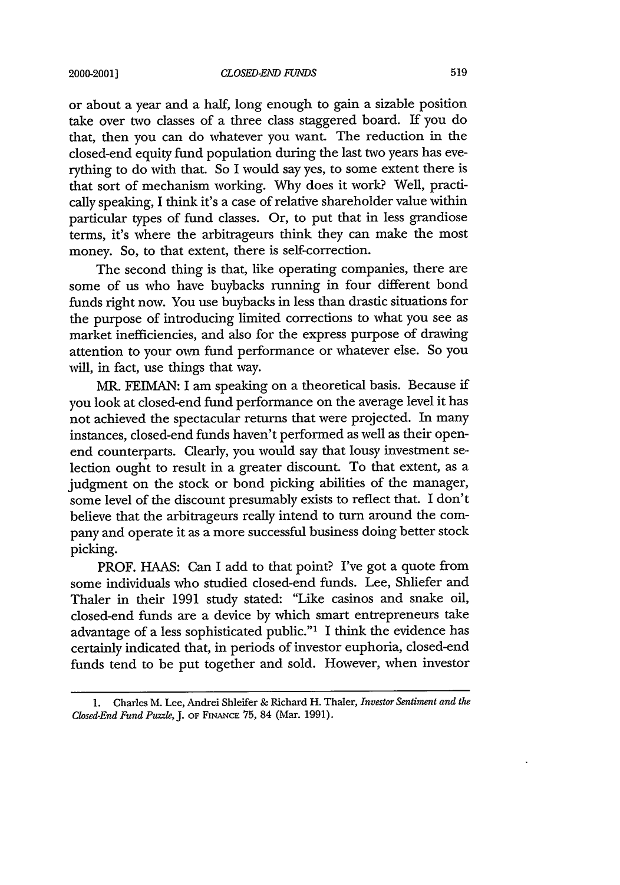or about a year and a half, long enough to gain a sizable position take over two classes of a three class staggered board. If you do that, then you can do whatever you want. The reduction in the closed-end equity fund population during the last two years has everything to do with that. So I would say yes, to some extent there is that sort of mechanism working. Why does it work? Well, practically speaking, I think it's a case of relative shareholder value within particular types of fund classes. Or, to put that in less grandiose terms, it's where the arbitrageurs think they can make the most money. So, to that extent, there is self-correction.

The second thing is that, like operating companies, there are some of us who have buybacks running in four different bond funds right now. You use buybacks in less than drastic situations for the purpose of introducing limited corrections to what you see as market inefficiencies, and also for the express purpose of drawing attention to your own fund performance or whatever else. So you will, in fact, use things that way.

MR. FEIMAN: I am speaking on a theoretical basis. Because if you look at closed-end fund performance on the average level it has not achieved the spectacular returns that were projected. In many instances, closed-end funds haven't performed as well as their open-end counterparts. Clearly, you would say that lousy investment selection ought to result in a greater discount. To that extent, as a judgment on the stock or bond picking abilities of the manager, some level of the discount presumably exists to reflect that. I don't believe that the arbitrageurs really intend to turn around the company and operate it as a more successful business doing better stock picking.

PROF. HAAS: Can I add to that point? I've got a quote from some individuals who studied closed-end funds. Lee, Shliefer and Thaler in their 1991 study stated: "Like casinos and snake oil, closed-end funds are a device by which smart entrepreneurs take advantage of a less sophisticated public."[1] I think the evidence has certainly indicated that, in periods of investor euphoria, closed-end funds tend to be put together and sold. However, when investor

---

1. Charles M. Lee, Andrei Shleifer & Richard H. Thaler, *Investor Sentiment and the Closed-End Fund Puzzle*, J. OF FINANCE 75, 84 (Mar. 1991).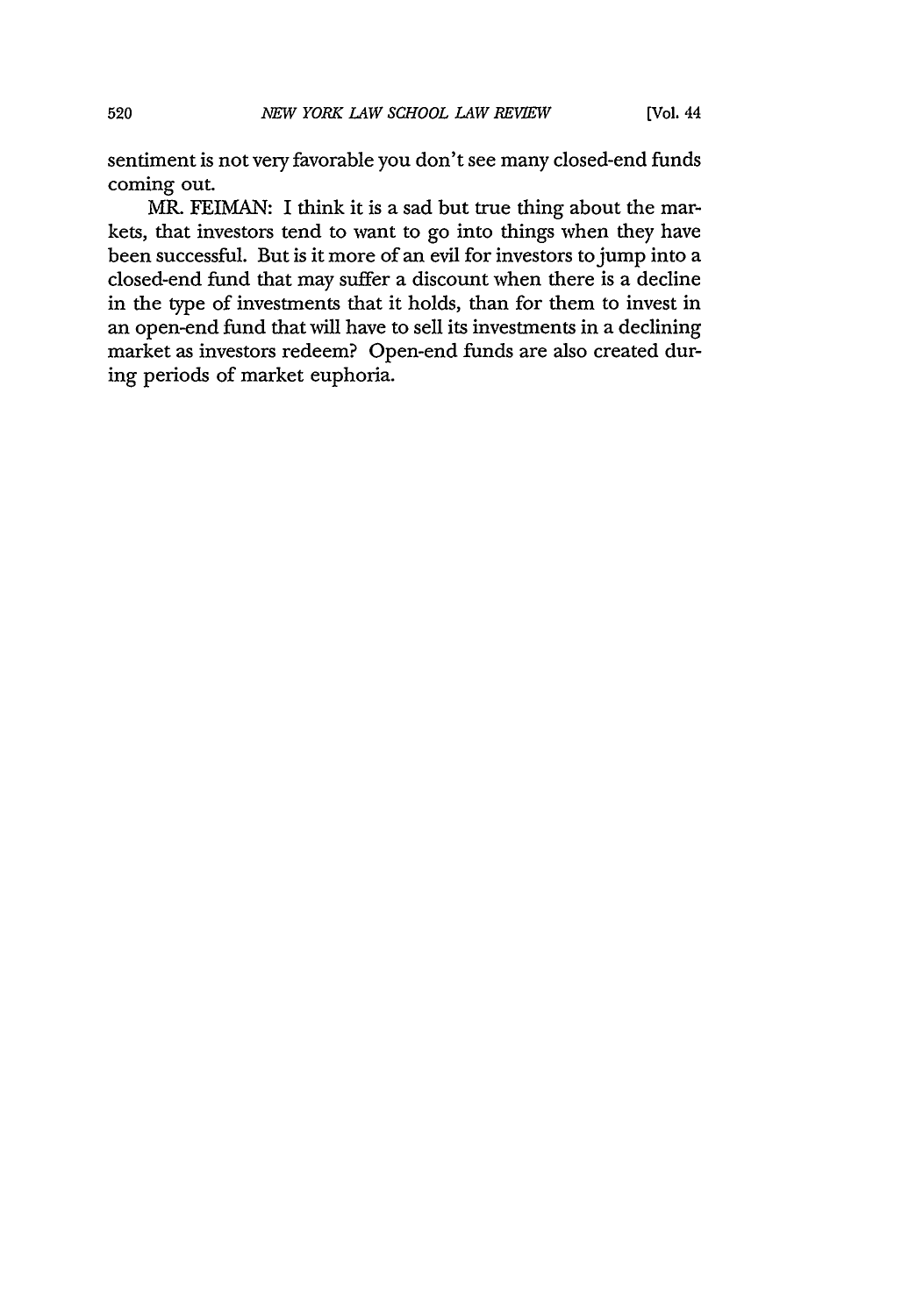sentiment is not very favorable you don't see many closed-end funds coming out.

MR. FEIMAN: I think it is a sad but true thing about the markets, that investors tend to want to go into things when they have been successful. But is it more of an evil for investors to jump into a closed-end fund that may suffer a discount when there is a decline in the type of investments that it holds, than for them to invest in an open-end fund that will have to sell its investments in a declining market as investors redeem? Open-end funds are also created during periods of market euphoria.